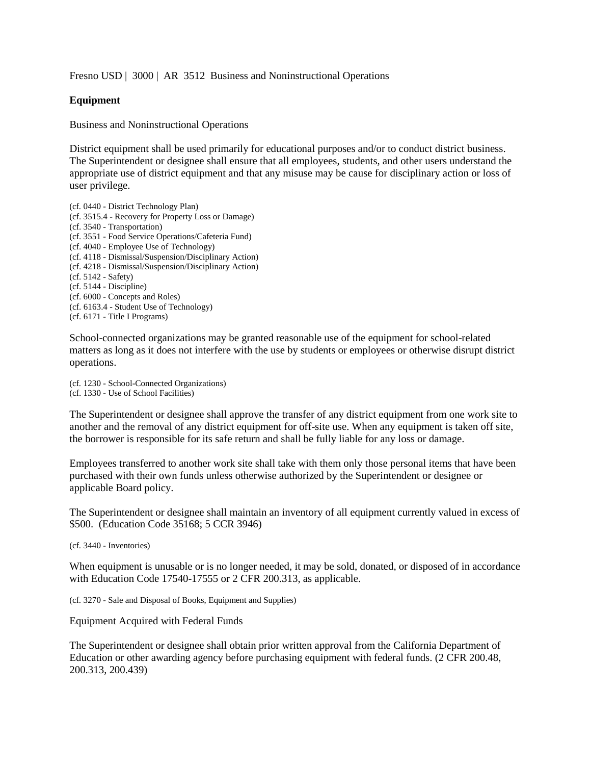Fresno USD | 3000 | AR 3512 Business and Noninstructional Operations

## Equipment

Business and Noninstructional Operations

District equipment shall be used primarily for educational purposes and/or to conduct district business. The Superintendent or designee shall ensure that all employees, students, and other users understand the appropriate use of district equipment and that any misuse may be cause for disciplinary action or loss of user privilege.

(cf. 0440 - District Technology Plan)
(cf. 3515.4 - Recovery for Property Loss or Damage)
(cf. 3540 - Transportation)
(cf. 3551 - Food Service Operations/Cafeteria Fund)
(cf. 4040 - Employee Use of Technology)
(cf. 4118 - Dismissal/Suspension/Disciplinary Action)
(cf. 4218 - Dismissal/Suspension/Disciplinary Action)
(cf. 5142 - Safety)
(cf. 5144 - Discipline)
(cf. 6000 - Concepts and Roles)
(cf. 6163.4 - Student Use of Technology)
(cf. 6171 - Title I Programs)

School-connected organizations may be granted reasonable use of the equipment for school-related matters as long as it does not interfere with the use by students or employees or otherwise disrupt district operations.

(cf. 1230 - School-Connected Organizations)
(cf. 1330 - Use of School Facilities)

The Superintendent or designee shall approve the transfer of any district equipment from one work site to another and the removal of any district equipment for off-site use. When any equipment is taken off site, the borrower is responsible for its safe return and shall be fully liable for any loss or damage.

Employees transferred to another work site shall take with them only those personal items that have been purchased with their own funds unless otherwise authorized by the Superintendent or designee or applicable Board policy.

The Superintendent or designee shall maintain an inventory of all equipment currently valued in excess of $500. (Education Code 35168; 5 CCR 3946)

(cf. 3440 - Inventories)

When equipment is unusable or is no longer needed, it may be sold, donated, or disposed of in accordance with Education Code 17540-17555 or 2 CFR 200.313, as applicable.

(cf. 3270 - Sale and Disposal of Books, Equipment and Supplies)

Equipment Acquired with Federal Funds

The Superintendent or designee shall obtain prior written approval from the California Department of Education or other awarding agency before purchasing equipment with federal funds. (2 CFR 200.48, 200.313, 200.439)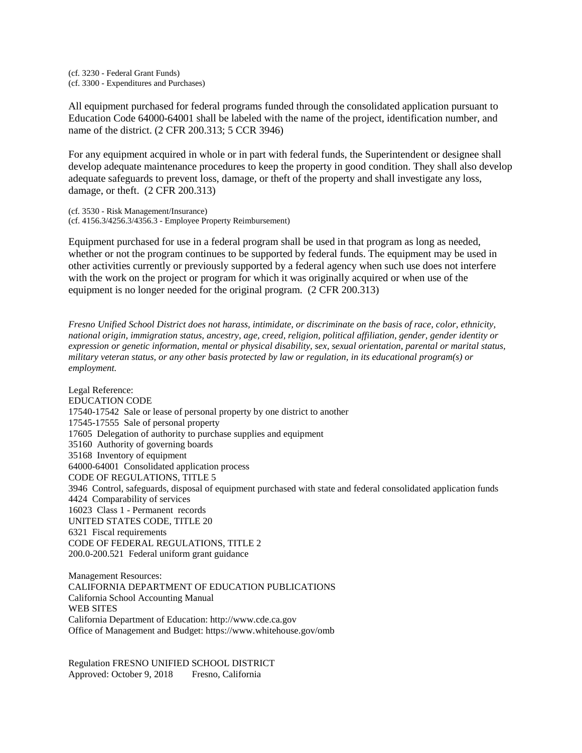(cf. 3230 - Federal Grant Funds)
(cf. 3300 - Expenditures and Purchases)

All equipment purchased for federal programs funded through the consolidated application pursuant to Education Code 64000-64001 shall be labeled with the name of the project, identification number, and name of the district. (2 CFR 200.313; 5 CCR 3946)

For any equipment acquired in whole or in part with federal funds, the Superintendent or designee shall develop adequate maintenance procedures to keep the property in good condition. They shall also develop adequate safeguards to prevent loss, damage, or theft of the property and shall investigate any loss, damage, or theft. (2 CFR 200.313)

(cf. 3530 - Risk Management/Insurance)
(cf. 4156.3/4256.3/4356.3 - Employee Property Reimbursement)

Equipment purchased for use in a federal program shall be used in that program as long as needed, whether or not the program continues to be supported by federal funds. The equipment may be used in other activities currently or previously supported by a federal agency when such use does not interfere with the work on the project or program for which it was originally acquired or when use of the equipment is no longer needed for the original program. (2 CFR 200.313)

*Fresno Unified School District does not harass, intimidate, or discriminate on the basis of race, color, ethnicity, national origin, immigration status, ancestry, age, creed, religion, political affiliation, gender, gender identity or expression or genetic information, mental or physical disability, sex, sexual orientation, parental or marital status, military veteran status, or any other basis protected by law or regulation, in its educational program(s) or employment.*

Legal Reference:
EDUCATION CODE
17540-17542 Sale or lease of personal property by one district to another
17545-17555 Sale of personal property
17605 Delegation of authority to purchase supplies and equipment
35160 Authority of governing boards
35168 Inventory of equipment
64000-64001 Consolidated application process
CODE OF REGULATIONS, TITLE 5
3946 Control, safeguards, disposal of equipment purchased with state and federal consolidated application funds
4424 Comparability of services
16023 Class 1 - Permanent records
UNITED STATES CODE, TITLE 20
6321 Fiscal requirements
CODE OF FEDERAL REGULATIONS, TITLE 2
200.0-200.521 Federal uniform grant guidance

Management Resources:
CALIFORNIA DEPARTMENT OF EDUCATION PUBLICATIONS
California School Accounting Manual
WEB SITES
California Department of Education: http://www.cde.ca.gov
Office of Management and Budget: https://www.whitehouse.gov/omb

Regulation FRESNO UNIFIED SCHOOL DISTRICT
Approved: October 9, 2018 Fresno, California